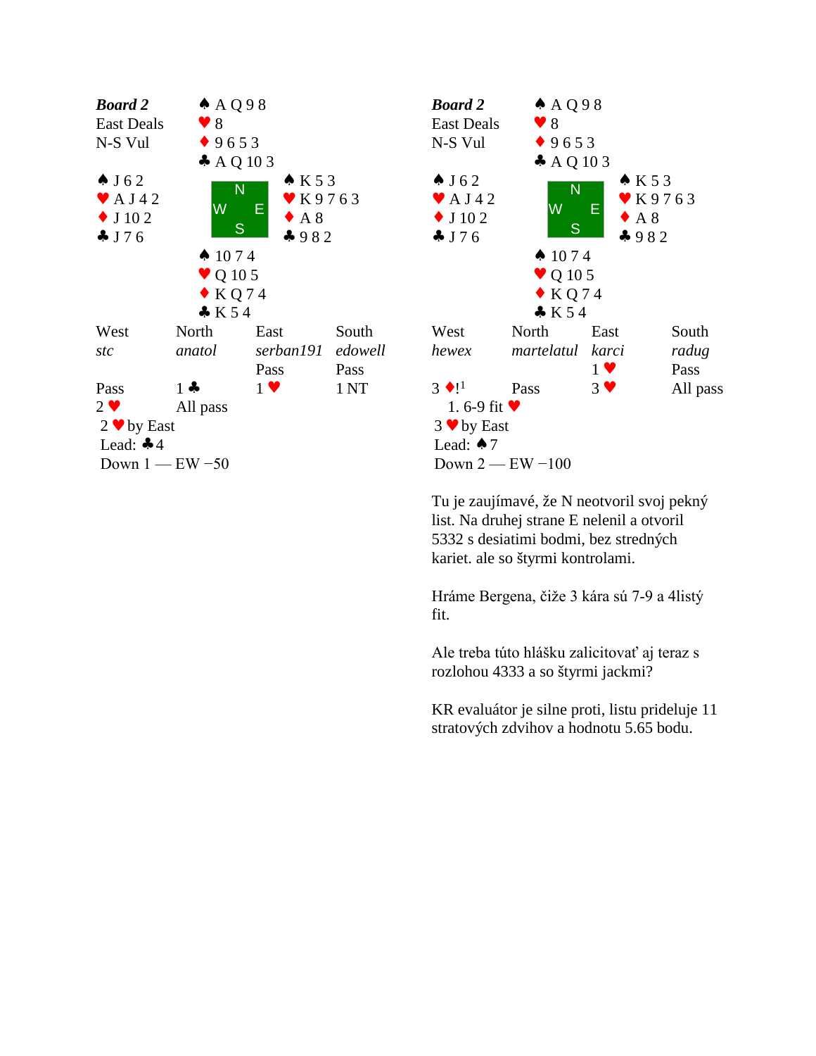## Board 2 (left table)

**Board 2**
East Deals
N-S Vul

| | North | |
|---|---|---|
| | ♠ A Q 9 8 | |
| | ♥ 8 | |
| | ♦ 9 6 5 3 | |
| | ♣ A Q 10 3 | |
| **West** | | **East** |
| ♠ J 6 2 | | ♠ K 5 3 |
| ♥ A J 4 2 | | ♥ K 9 7 6 3 |
| ♦ J 10 2 | | ♦ A 8 |
| ♣ J 7 6 | | ♣ 9 8 2 |
| | **South** | |
| | ♠ 10 7 4 | |
| | ♥ Q 10 5 | |
| | ♦ K Q 7 4 | |
| | ♣ K 5 4 | |

| West | North | East | South |
|---|---|---|---|
| *stc* | *anatol* | *serban191* | *edowell* |
| | | Pass | Pass |
| Pass | 1 ♣ | 1 ♥ | 1 NT |
| 2 ♥ | All pass | | |

2 ♥ by East
Lead: ♣4
Down 1 — EW −50

## Board 2 (right table)

**Board 2**
East Deals
N-S Vul

| | North | |
|---|---|---|
| | ♠ A Q 9 8 | |
| | ♥ 8 | |
| | ♦ 9 6 5 3 | |
| | ♣ A Q 10 3 | |
| **West** | | **East** |
| ♠ J 6 2 | | ♠ K 5 3 |
| ♥ A J 4 2 | | ♥ K 9 7 6 3 |
| ♦ J 10 2 | | ♦ A 8 |
| ♣ J 7 6 | | ♣ 9 8 2 |
| | **South** | |
| | ♠ 10 7 4 | |
| | ♥ Q 10 5 | |
| | ♦ K Q 7 4 | |
| | ♣ K 5 4 | |

| West | North | East | South |
|---|---|---|---|
| *hewex* | *martelatul* | *karci* | *radug* |
| | | 1 ♥ | Pass |
| 3 ♦![1] | Pass | 3 ♥ | All pass |

1. 6-9 fit ♥

3 ♥ by East
Lead: ♠7
Down 2 — EW −100

Tu je zaujímavé, že N neotvoril svoj pekný list. Na druhej strane E nelenil a otvoril 5332 s desiatimi bodmi, bez stredných kariet. ale so štyrmi kontrolami.

Hráme Bergena, čiže 3 kára sú 7-9 a 4listý fit.

Ale treba túto hlášku zalicitovať aj teraz s rozlohou 4333 a so štyrmi jackmi?

KR evaluátor je silne proti, listu prideluje 11 stratových zdvihov a hodnotu 5.65 bodu.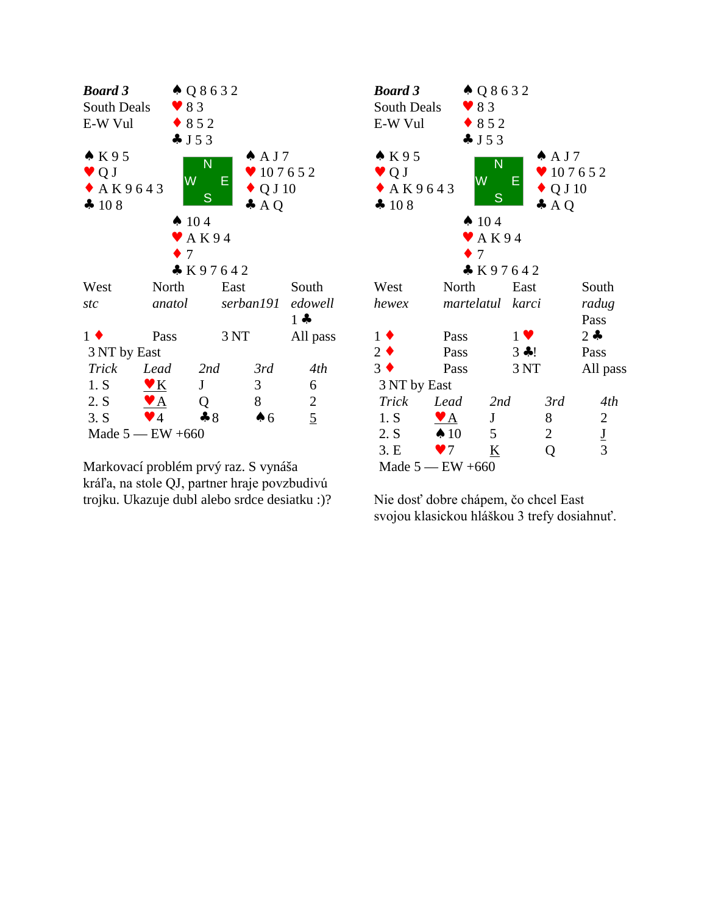**Board 3**
South Deals
E-W Vul

| | North | |
|---|---|---|
| | ♠ Q 8 6 3 2<br>♥ 8 3<br>♦ 8 5 2<br>♣ J 5 3 | |
| **West**<br>♠ K 9 5<br>♥ Q J<br>♦ A K 9 6 4 3<br>♣ 10 8 | | **East**<br>♠ A J 7<br>♥ 10 7 6 5 2<br>♦ Q J 10<br>♣ A Q |
| | **South**<br>♠ 10 4<br>♥ A K 9 4<br>♦ 7<br>♣ K 9 7 6 4 2 | |

| West | North | East | South |
|---|---|---|---|
| *stc* | *anatol* | *serban191* | *edowell* |
| | | | 1 ♣ |
| 1 ♦ | Pass | 3 NT | All pass |

3 NT by East

| *Trick* | *Lead* | *2nd* | *3rd* | *4th* |
|---|---|---|---|---|
| 1. S | ♥K | J | 3 | 6 |
| 2. S | ♥A | Q | 8 | 2 |
| 3. S | ♥4 | ♣8 | ♠6 | 5 |

Made 5 — EW +660

Markovací problém prvý raz. S vynáša kráľa, na stole QJ, partner hraje povzbudivú trojku. Ukazuje dubl alebo srdce desiatku :)?

**Board 3**
South Deals
E-W Vul

| | North | |
|---|---|---|
| | ♠ Q 8 6 3 2<br>♥ 8 3<br>♦ 8 5 2<br>♣ J 5 3 | |
| **West**<br>♠ K 9 5<br>♥ Q J<br>♦ A K 9 6 4 3<br>♣ 10 8 | | **East**<br>♠ A J 7<br>♥ 10 7 6 5 2<br>♦ Q J 10<br>♣ A Q |
| | **South**<br>♠ 10 4<br>♥ A K 9 4<br>♦ 7<br>♣ K 9 7 6 4 2 | |

| West | North | East | South |
|---|---|---|---|
| *hewex* | *martelatul* | *karci* | *radug* |
| | | | Pass |
| 1 ♦ | Pass | 1 ♥ | 2 ♣ |
| 2 ♦ | Pass | 3 ♣! | Pass |
| 3 ♦ | Pass | 3 NT | All pass |

3 NT by East

| *Trick* | *Lead* | *2nd* | *3rd* | *4th* |
|---|---|---|---|---|
| 1. S | ♥A | J | 8 | 2 |
| 2. S | ♠10 | 5 | 2 | J |
| 3. E | ♥7 | K | Q | 3 |

Made 5 — EW +660

Nie dosť dobre chápem, čo chcel East svojou klasickou hláškou 3 trefy dosiahnuť.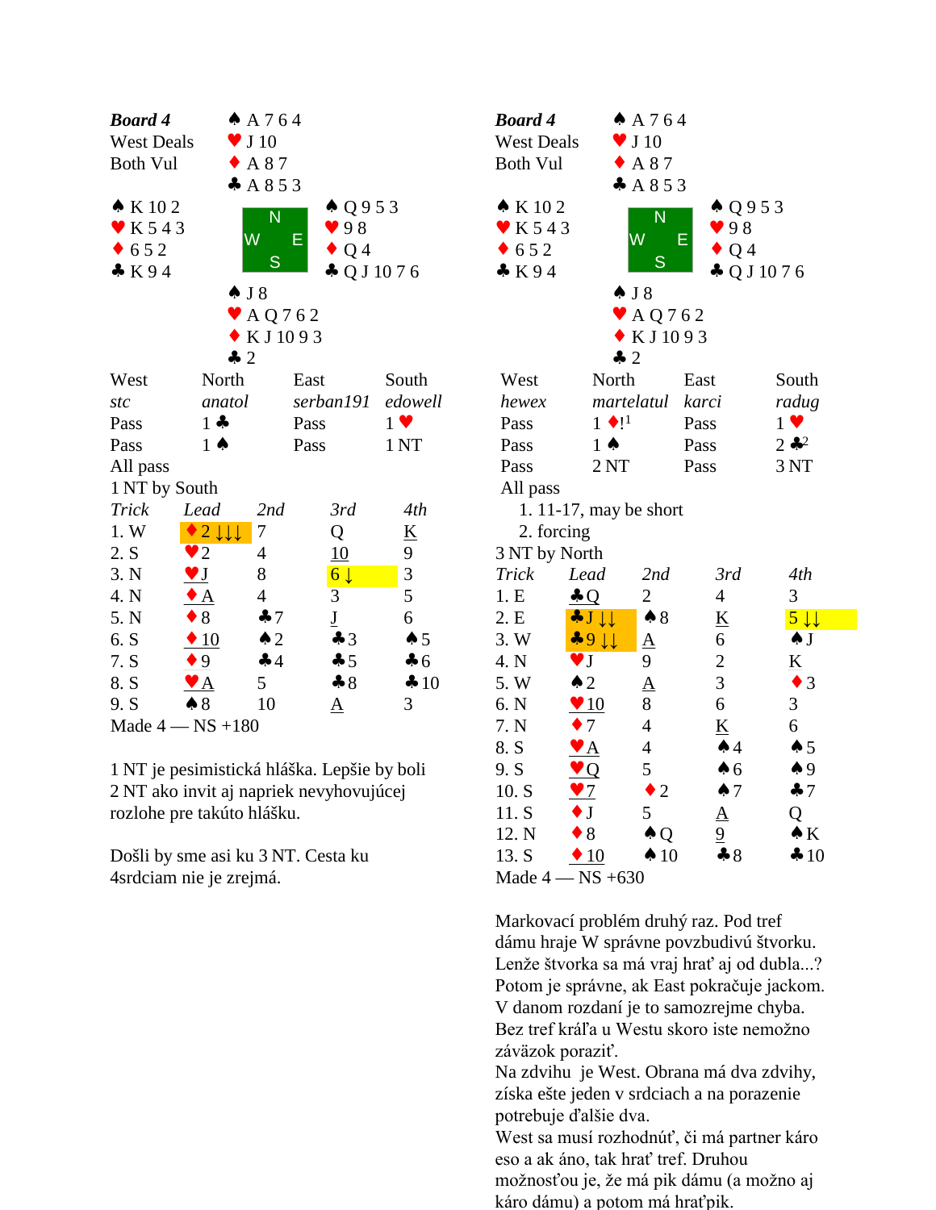## Board 4

West Deals
Both Vul

| | | |
|---|---|---|
| | ♠ A 7 6 4<br>♥ J 10<br>♦ A 8 7<br>♣ A 8 5 3 | |
| ♠ K 10 2<br>♥ K 5 4 3<br>♦ 6 5 2<br>♣ K 9 4 | N / W E / S | ♠ Q 9 5 3<br>♥ 9 8<br>♦ Q 4<br>♣ Q J 10 7 6 |
| | ♠ J 8<br>♥ A Q 7 6 2<br>♦ K J 10 9 3<br>♣ 2 | |

| West | North | East | South |
|---|---|---|---|
| *stc* | *anatol* | *serban191* | *edowell* |
| Pass | 1 ♣ | Pass | 1 ♥ |
| Pass | 1 ♠ | Pass | 1 NT |
| All pass | | | |

1 NT by South

| Trick | Lead | 2nd | 3rd | 4th |
|---|---|---|---|---|
| 1. W | ♦ 2 ↓↓↓ | 7 | Q | K |
| 2. S | ♥ 2 | 4 | 10 | 9 |
| 3. N | ♥ J | 8 | 6 ↓ | 3 |
| 4. N | ♦ A | 4 | 3 | 5 |
| 5. N | ♦ 8 | ♣ 7 | J | 6 |
| 6. S | ♦ 10 | ♠ 2 | ♣ 3 | ♠ 5 |
| 7. S | ♦ 9 | ♣ 4 | ♣ 5 | ♣ 6 |
| 8. S | ♥ A | 5 | ♣ 8 | ♣ 10 |
| 9. S | ♠ 8 | 10 | A | 3 |

Made 4 — NS +180

1 NT je pesimistická hláška. Lepšie by boli 2 NT ako invit aj napriek nevyhovujúcej rozlohe pre takúto hlášku.

Došli by sme asi ku 3 NT. Cesta ku 4srdciam nie je zrejmá.

## Board 4

West Deals
Both Vul

| | | |
|---|---|---|
| | ♠ A 7 6 4<br>♥ J 10<br>♦ A 8 7<br>♣ A 8 5 3 | |
| ♠ K 10 2<br>♥ K 5 4 3<br>♦ 6 5 2<br>♣ K 9 4 | N / W E / S | ♠ Q 9 5 3<br>♥ 9 8<br>♦ Q 4<br>♣ Q J 10 7 6 |
| | ♠ J 8<br>♥ A Q 7 6 2<br>♦ K J 10 9 3<br>♣ 2 | |

| West | North | East | South |
|---|---|---|---|
| *hewex* | *martelatul* | *karci* | *radug* |
| Pass | 1 ♦![1] | Pass | 1 ♥ |
| Pass | 1 ♠ | Pass | 2 ♣[2] |
| Pass | 2 NT | Pass | 3 NT |
| All pass | | | |

1. 11-17, may be short
2. forcing

3 NT by North

| Trick | Lead | 2nd | 3rd | 4th |
|---|---|---|---|---|
| 1. E | ♣ Q | 2 | 4 | 3 |
| 2. E | ♣ J ↓↓ | ♠ 8 | K | 5 ↓↓ |
| 3. W | ♣ 9 ↓↓ | A | 6 | ♠ J |
| 4. N | ♥ J | 9 | 2 | K |
| 5. W | ♠ 2 | A | 3 | ♦ 3 |
| 6. N | ♥ 10 | 8 | 6 | 3 |
| 7. N | ♦ 7 | 4 | K | 6 |
| 8. S | ♥ A | 4 | ♠ 4 | ♠ 5 |
| 9. S | ♥ Q | 5 | ♠ 6 | ♠ 9 |
| 10. S | ♥ 7 | ♦ 2 | ♠ 7 | ♣ 7 |
| 11. S | ♦ J | 5 | A | Q |
| 12. N | ♦ 8 | ♠ Q | 9 | ♠ K |
| 13. S | ♦ 10 | ♠ 10 | ♣ 8 | ♣ 10 |

Made 4 — NS +630

Markovací problém druhý raz. Pod tref dámu hraje W správne povzbudivú štvorku. Lenže štvorka sa má vraj hrať aj od dubla...? Potom je správne, ak East pokračuje jackom. V danom rozdaní je to samozrejme chyba. Bez tref kráľa u Westu skoro iste nemožno záväzok poraziť.
Na zdvihu je West. Obrana má dva zdvihy, získa ešte jeden v srdciach a na porazenie potrebuje ďalšie dva.
West sa musí rozhodnúť, či má partner káro eso a ak áno, tak hrať tref. Druhou možnosťou je, že má pik dámu (a možno aj káro dámu) a potom má hrať pik.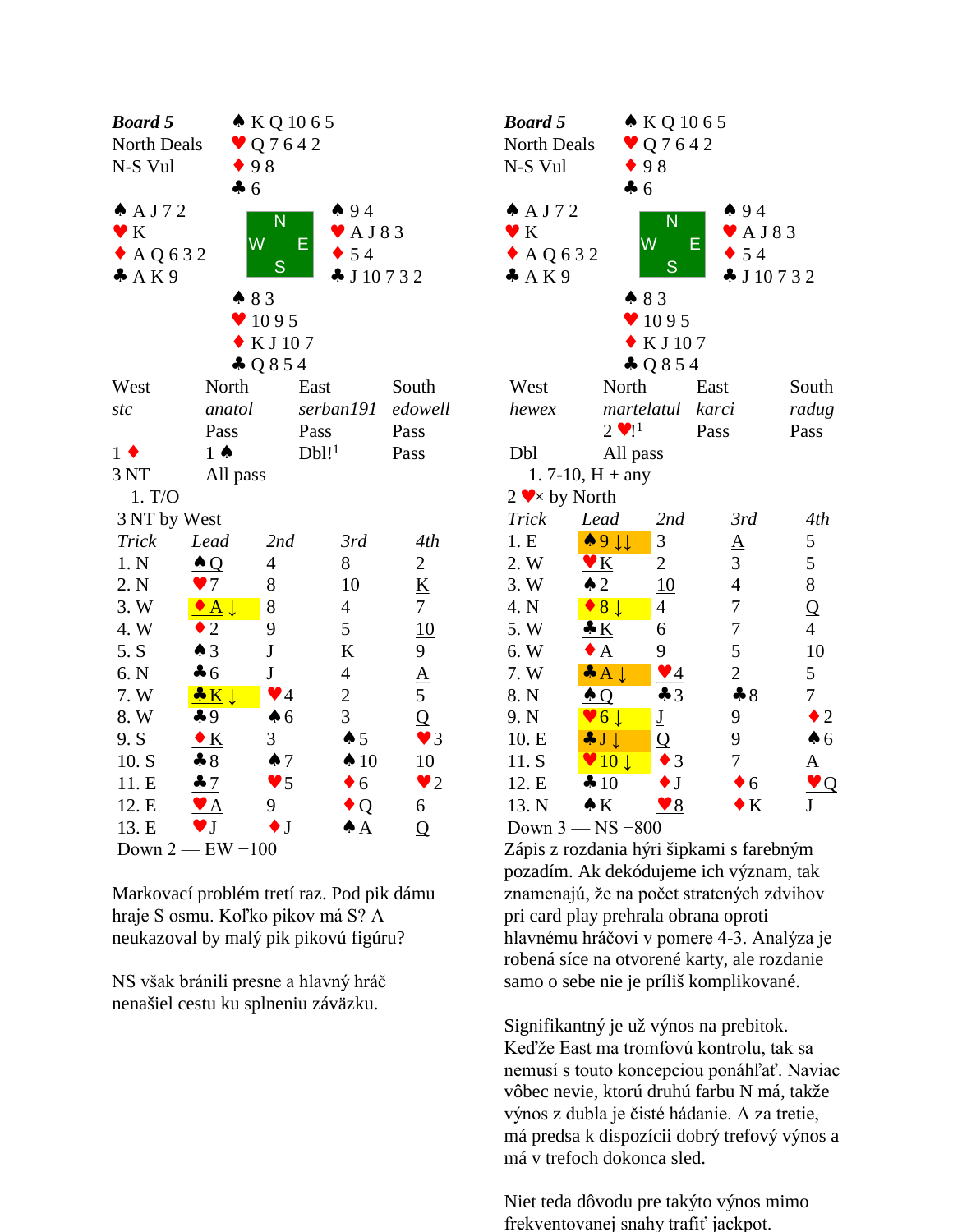## Board 5

North Deals
N-S Vul

North: ♠ K Q 10 6 5 ♥ Q 7 6 4 2 ♦ 9 8 ♣ 6

West: ♠ A J 7 2 ♥ K ♦ A Q 6 3 2 ♣ A K 9

East: ♠ 9 4 ♥ A J 8 3 ♦ 5 4 ♣ J 10 7 3 2

South: ♠ 8 3 ♥ 10 9 5 ♦ K J 10 7 ♣ Q 8 5 4

| West | North | East | South |
|---|---|---|---|
| *stc* | *anatol* | *serban191* | *edowell* |
| | Pass | Pass | Pass |
| 1 ♦ | 1 ♠ | Dbl![1] | Pass |
| 3 NT | All pass | | |

1. T/O

3 NT by West

| Trick | Lead | 2nd | 3rd | 4th |
|---|---|---|---|---|
| 1. N | ♠Q | 4 | 8 | 2 |
| 2. N | ♥7 | 8 | 10 | K |
| 3. W | ♦A ↓ | 8 | 4 | 7 |
| 4. W | ♦2 | 9 | 5 | 10 |
| 5. S | ♠3 | J | K | 9 |
| 6. N | ♣6 | J | 4 | A |
| 7. W | ♣K ↓ | ♥4 | 2 | 5 |
| 8. W | ♣9 | ♠6 | 3 | Q |
| 9. S | ♦K | 3 | ♠5 | ♥3 |
| 10. S | ♣8 | ♠7 | ♠10 | 10 |
| 11. E | ♣7 | ♥5 | ♦6 | ♥2 |
| 12. E | ♥A | 9 | ♦Q | 6 |
| 13. E | ♥J | ♦J | ♠A | Q |

Down 2 — EW −100

Markovací problém tretí raz. Pod pik dámu hraje S osmu. Koľko pikov má S? A neukazoval by malý pik pikovú figúru?

NS však bránili presne a hlavný hráč nenašiel cestu ku splneniu záväzku.

## Board 5

North Deals
N-S Vul

North: ♠ K Q 10 6 5 ♥ Q 7 6 4 2 ♦ 9 8 ♣ 6

West: ♠ A J 7 2 ♥ K ♦ A Q 6 3 2 ♣ A K 9

East: ♠ 9 4 ♥ A J 8 3 ♦ 5 4 ♣ J 10 7 3 2

South: ♠ 8 3 ♥ 10 9 5 ♦ K J 10 7 ♣ Q 8 5 4

| West | North | East | South |
|---|---|---|---|
| *hewex* | *martelatul* | *karci* | *radug* |
| | 2 ♥![1] | Pass | Pass |
| Dbl | All pass | | |

1. 7-10, H + any

2 ♥× by North

| Trick | Lead | 2nd | 3rd | 4th |
|---|---|---|---|---|
| 1. E | ♠9 ↓↓ | 3 | A | 5 |
| 2. W | ♥K | 2 | 3 | 5 |
| 3. W | ♠2 | 10 | 4 | 8 |
| 4. N | ♦8 ↓ | 4 | 7 | Q |
| 5. W | ♣K | 6 | 7 | 4 |
| 6. W | ♦A | 9 | 5 | 10 |
| 7. W | ♣A ↓ | ♥4 | 2 | 5 |
| 8. N | ♠Q | ♣3 | ♣8 | 7 |
| 9. N | ♥6 ↓ | J | 9 | ♦2 |
| 10. E | ♣J ↓ | Q | 9 | ♠6 |
| 11. S | ♥10 ↓ | ♦3 | 7 | A |
| 12. E | ♣10 | ♦J | ♦6 | ♥Q |
| 13. N | ♠K | ♥8 | ♦K | J |

Down 3 — NS −800

Zápis z rozdania hýri šípkami s farebným pozadím. Ak dekódujeme ich význam, tak znamenajú, že na počet stratených zdvihov pri card play prehrala obrana oproti hlavnému hráčovi v pomere 4-3. Analýza je robená síce na otvorené karty, ale rozdanie samo o sebe nie je príliš komplikované.

Signifikantný je už výnos na prebitok. Keďže East ma tromfovú kontrolu, tak sa nemusí s touto koncepciou ponáhľať. Naviac vôbec nevie, ktorú druhú farbu N má, takže výnos z dubla je čisté hádanie. A za tretie, má predsa k dispozícii dobrý trefový výnos a má v trefoch dokonca sled.

Niet teda dôvodu pre takýto výnos mimo frekventovanej snahy trafiť jackpot.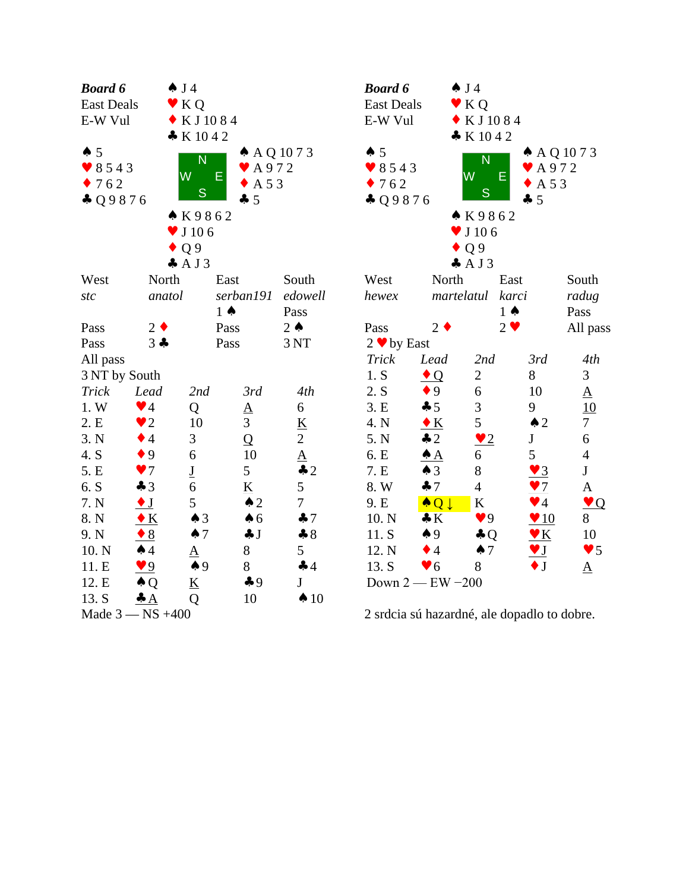## Board 6

East Deals
E-W Vul

| | North | |
|---|---|---|
| | ♠ J 4 | |
| | ♥ K Q | |
| | ♦ K J 10 8 4 | |
| | ♣ K 10 4 2 | |
| **West** | | **East** |
| ♠ 5 | | ♠ A Q 10 7 3 |
| ♥ 8 5 4 3 | | ♥ A 9 7 2 |
| ♦ 7 6 2 | | ♦ A 5 3 |
| ♣ Q 9 8 7 6 | | ♣ 5 |
| | **South** | |
| | ♠ K 9 8 6 2 | |
| | ♥ J 10 6 | |
| | ♦ Q 9 | |
| | ♣ A J 3 | |

| West | North | East | South |
|---|---|---|---|
| *stc* | *anatol* | *serban191* | *edowell* |
| | | 1 ♠ | Pass |
| Pass | 2 ♦ | Pass | 2 ♠ |
| Pass | 3 ♣ | Pass | 3 NT |
| All pass | | | |

3 NT by South

| *Trick* | *Lead* | *2nd* | *3rd* | *4th* |
|---|---|---|---|---|
| 1. W | ♥4 | Q | A | 6 |
| 2. E | ♥2 | 10 | 3 | K |
| 3. N | ♦4 | 3 | Q | 2 |
| 4. S | ♦9 | 6 | 10 | A |
| 5. E | ♥7 | J | 5 | ♣2 |
| 6. S | ♣3 | 6 | K | 5 |
| 7. N | ♦J | 5 | ♠2 | 7 |
| 8. N | ♦K | ♠3 | ♠6 | ♣7 |
| 9. N | ♦8 | ♠7 | ♣J | ♣8 |
| 10. N | ♠4 | A | 8 | 5 |
| 11. E | ♥9 | ♠9 | 8 | ♣4 |
| 12. E | ♠Q | K | ♣9 | J |
| 13. S | ♣A | Q | 10 | ♠10 |

Made 3 — NS +400

## Board 6

East Deals
E-W Vul

| | North | |
|---|---|---|
| | ♠ J 4 | |
| | ♥ K Q | |
| | ♦ K J 10 8 4 | |
| | ♣ K 10 4 2 | |
| **West** | | **East** |
| ♠ 5 | | ♠ A Q 10 7 3 |
| ♥ 8 5 4 3 | | ♥ A 9 7 2 |
| ♦ 7 6 2 | | ♦ A 5 3 |
| ♣ Q 9 8 7 6 | | ♣ 5 |
| | **South** | |
| | ♠ K 9 8 6 2 | |
| | ♥ J 10 6 | |
| | ♦ Q 9 | |
| | ♣ A J 3 | |

| West | North | East | South |
|---|---|---|---|
| *hewex* | *martelatul* | *karci* | *radug* |
| | | 1 ♠ | Pass |
| Pass | 2 ♦ | 2 ♥ | All pass |

2 ♥ by East

| *Trick* | *Lead* | *2nd* | *3rd* | *4th* |
|---|---|---|---|---|
| 1. S | ♦Q | 2 | 8 | 3 |
| 2. S | ♦9 | 6 | 10 | A |
| 3. E | ♣5 | 3 | 9 | 10 |
| 4. N | ♦K | 5 | ♠2 | 7 |
| 5. N | ♣2 | ♥2 | J | 6 |
| 6. E | ♠A | 6 | 5 | 4 |
| 7. E | ♠3 | 8 | ♥3 | J |
| 8. W | ♣7 | 4 | ♥7 | A |
| 9. E | ♠Q ↓ | K | ♥4 | ♥Q |
| 10. N | ♣K | ♥9 | ♥10 | 8 |
| 11. S | ♠9 | ♣Q | ♥K | 10 |
| 12. N | ♦4 | ♠7 | ♥J | ♥5 |
| 13. S | ♥6 | 8 | ♦J | A |

Down 2 — EW −200

2 srdcia sú hazardné, ale dopadlo to dobre.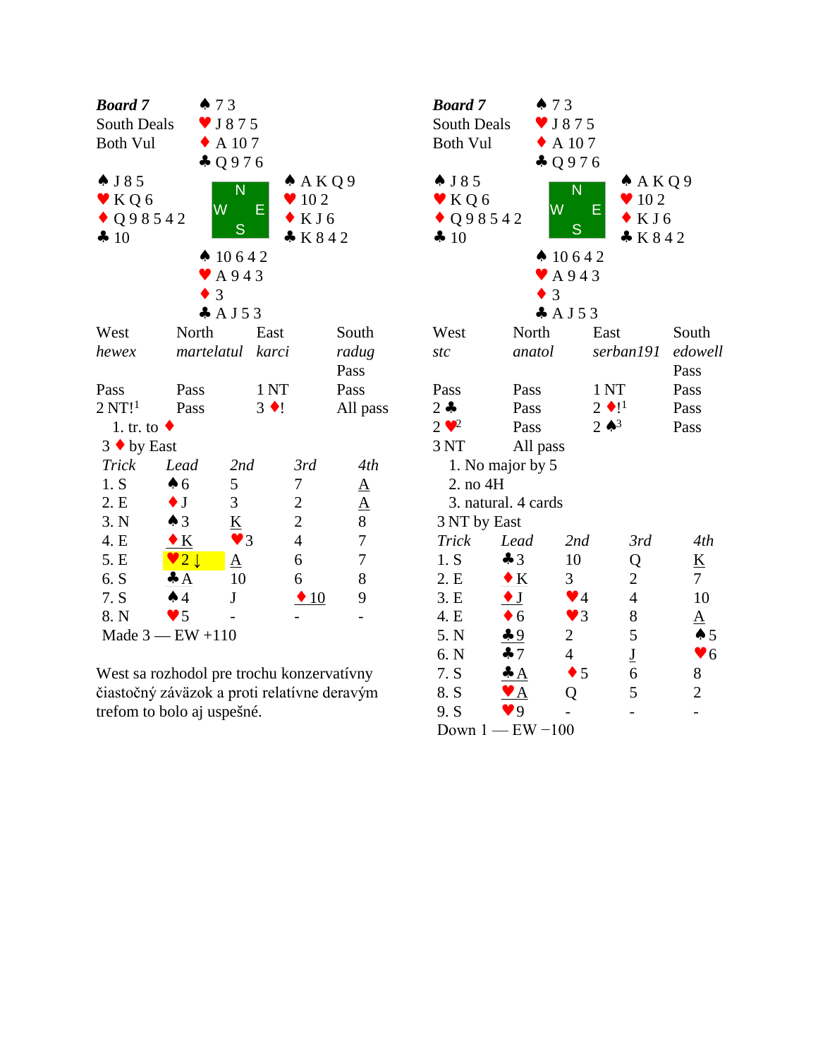## Board 7

South Deals
Both Vul

| | North | |
|---|---|---|
| | ♠ 7 3<br>♥ J 8 7 5<br>♦ A 10 7<br>♣ Q 9 7 6 | |
| **West**<br>♠ J 8 5<br>♥ K Q 6<br>♦ Q 9 8 5 4 2<br>♣ 10 | | **East**<br>♠ A K Q 9<br>♥ 10 2<br>♦ K J 6<br>♣ K 8 4 2 |
| | **South**<br>♠ 10 6 4 2<br>♥ A 9 4 3<br>♦ 3<br>♣ A J 5 3 | |

| West | North | East | South |
|---|---|---|---|
| *hewex* | *martelatul* | *karci* | *radug* |
| | | | Pass |
| Pass | Pass | 1 NT | Pass |
| 2 NT![1] | Pass | 3 ♦! | All pass |

1. tr. to ♦

3 ♦ by East

| Trick | Lead | 2nd | 3rd | 4th |
|---|---|---|---|---|
| 1. S | ♠6 | 5 | 7 | A |
| 2. E | ♦J | 3 | 2 | A |
| 3. N | ♠3 | K | 2 | 8 |
| 4. E | ♦K | ♥3 | 4 | 7 |
| 5. E | ♥2 ↓ | A | 6 | 7 |
| 6. S | ♣A | 10 | 6 | 8 |
| 7. S | ♠4 | J | ♦10 | 9 |
| 8. N | ♥5 | - | - | - |

Made 3 — EW +110

West sa rozhodol pre trochu konzervatívny čiastočný záväzok a proti relatívne deravým trefom to bolo aj uspešné.

## Board 7

South Deals
Both Vul

| | North | |
|---|---|---|
| | ♠ 7 3<br>♥ J 8 7 5<br>♦ A 10 7<br>♣ Q 9 7 6 | |
| **West**<br>♠ J 8 5<br>♥ K Q 6<br>♦ Q 9 8 5 4 2<br>♣ 10 | | **East**<br>♠ A K Q 9<br>♥ 10 2<br>♦ K J 6<br>♣ K 8 4 2 |
| | **South**<br>♠ 10 6 4 2<br>♥ A 9 4 3<br>♦ 3<br>♣ A J 5 3 | |

| West | North | East | South |
|---|---|---|---|
| *stc* | *anatol* | *serban191* | *edowell* |
| | | | Pass |
| Pass | Pass | 1 NT | Pass |
| 2 ♣ | Pass | 2 ♦![1] | Pass |
| 2 ♥[2] | Pass | 2 ♠[3] | Pass |
| 3 NT | All pass | | |

1. No major by 5
2. no 4H
3. natural. 4 cards

3 NT by East

| Trick | Lead | 2nd | 3rd | 4th |
|---|---|---|---|---|
| 1. S | ♣3 | 10 | Q | K |
| 2. E | ♦K | 3 | 2 | 7 |
| 3. E | ♦J | ♥4 | 4 | 10 |
| 4. E | ♦6 | ♥3 | 8 | A |
| 5. N | ♣9 | 2 | 5 | ♠5 |
| 6. N | ♣7 | 4 | J | ♥6 |
| 7. S | ♣A | ♦5 | 6 | 8 |
| 8. S | ♥A | Q | 5 | 2 |
| 9. S | ♥9 | - | - | - |

Down 1 — EW −100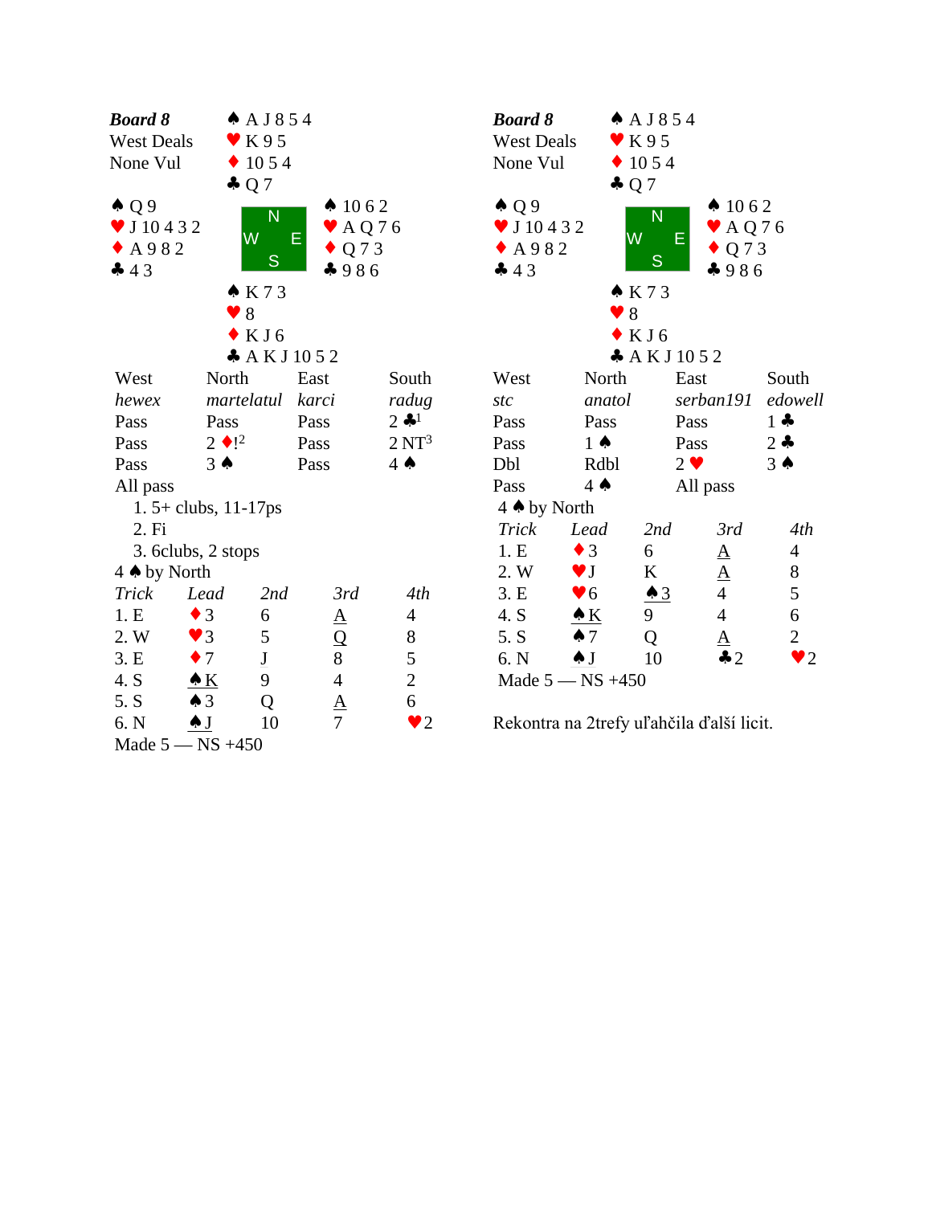## Board 8

West Deals
None Vul

North: ♠ A J 8 5 4 ♥ K 9 5 ♦ 10 5 4 ♣ Q 7

West: ♠ Q 9 ♥ J 10 4 3 2 ♦ A 9 8 2 ♣ 4 3

East: ♠ 10 6 2 ♥ A Q 7 6 ♦ Q 7 3 ♣ 9 8 6

South: ♠ K 7 3 ♥ 8 ♦ K J 6 ♣ A K J 10 5 2

| West | North | East | South |
|---|---|---|---|
| *hewex* | *martelatul* | *karci* | *radug* |
| Pass | Pass | Pass | 2 ♣[1] |
| Pass | 2 ♦![2] | Pass | 2 NT[3] |
| Pass | 3 ♠ | Pass | 4 ♠ |
| All pass | | | |

1. 5+ clubs, 11-17ps
2. Fi
3. 6clubs, 2 stops

4 ♠ by North

| Trick | Lead | 2nd | 3rd | 4th |
|---|---|---|---|---|
| 1. E | ♦3 | 6 | A | 4 |
| 2. W | ♥3 | 5 | Q | 8 |
| 3. E | ♦7 | J | 8 | 5 |
| 4. S | ♠K | 9 | 4 | 2 |
| 5. S | ♠3 | Q | A | 6 |
| 6. N | ♠J | 10 | 7 | ♥2 |

Made 5 — NS +450

## Board 8

West Deals
None Vul

North: ♠ A J 8 5 4 ♥ K 9 5 ♦ 10 5 4 ♣ Q 7

West: ♠ Q 9 ♥ J 10 4 3 2 ♦ A 9 8 2 ♣ 4 3

East: ♠ 10 6 2 ♥ A Q 7 6 ♦ Q 7 3 ♣ 9 8 6

South: ♠ K 7 3 ♥ 8 ♦ K J 6 ♣ A K J 10 5 2

| West | North | East | South |
|---|---|---|---|
| *stc* | *anatol* | *serban191* | *edowell* |
| Pass | Pass | Pass | 1 ♣ |
| Pass | 1 ♠ | Pass | 2 ♣ |
| Dbl | Rdbl | 2 ♥ | 3 ♠ |
| Pass | 4 ♠ | All pass | |

4 ♠ by North

| Trick | Lead | 2nd | 3rd | 4th |
|---|---|---|---|---|
| 1. E | ♦3 | 6 | A | 4 |
| 2. W | ♥J | K | A | 8 |
| 3. E | ♥6 | ♠3 | 4 | 5 |
| 4. S | ♠K | 9 | 4 | 6 |
| 5. S | ♠7 | Q | A | 2 |
| 6. N | ♠J | 10 | ♣2 | ♥2 |

Made 5 — NS +450

Rekontra na 2trefy uľahčila ďalší licit.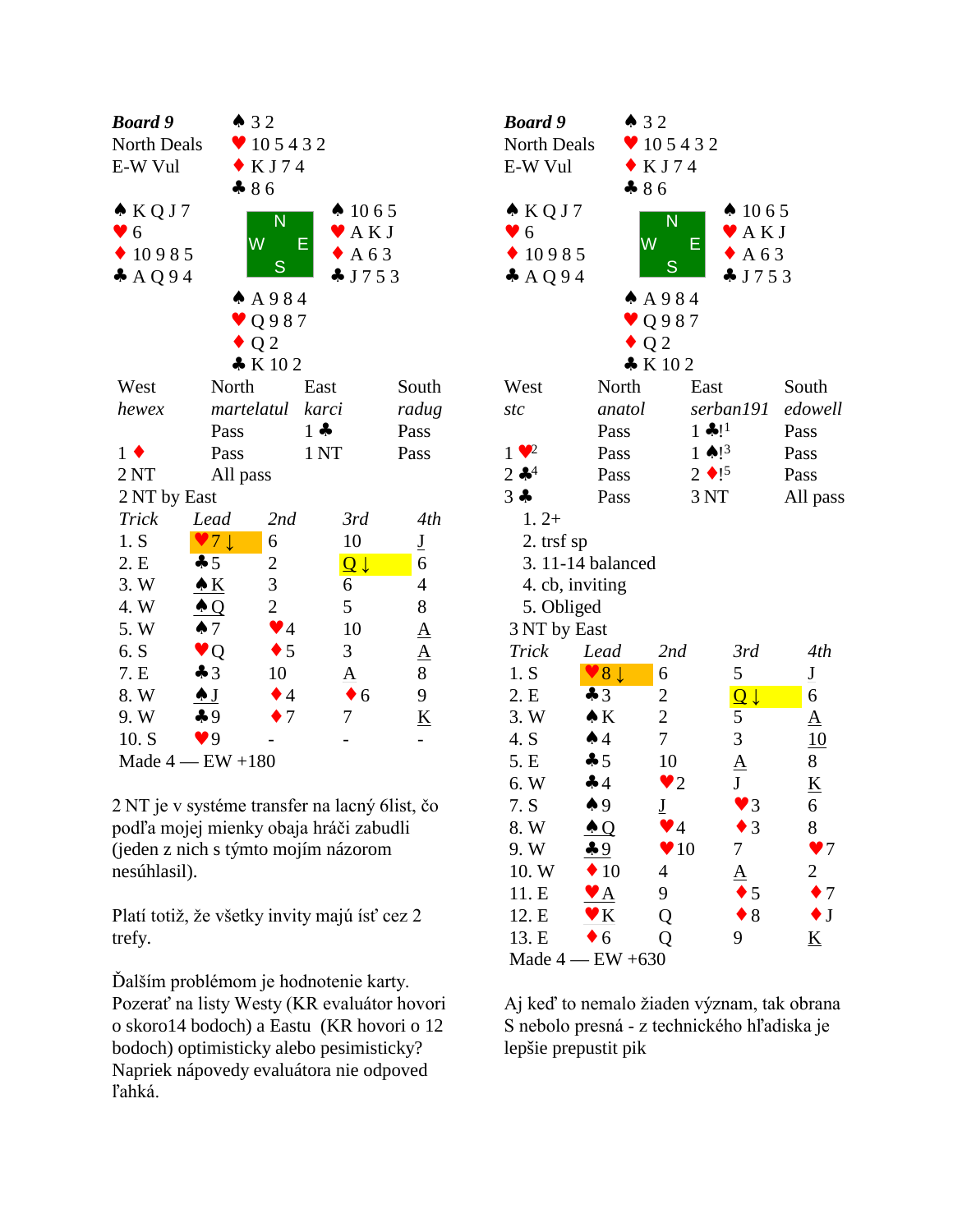## Board 9 (left)

**Board 9**
North Deals
E-W Vul

North: ♠ 3 2 / ♥ 10 5 4 3 2 / ♦ K J 7 4 / ♣ 8 6

West: ♠ K Q J 7 / ♥ 6 / ♦ 10 9 8 5 / ♣ A Q 9 4

East: ♠ 10 6 5 / ♥ A K J / ♦ A 6 3 / ♣ J 7 5 3

South: ♠ A 9 8 4 / ♥ Q 9 8 7 / ♦ Q 2 / ♣ K 10 2

| West | North | East | South |
|---|---|---|---|
| *hewex* | *martelatul* | *karci* | *radug* |
| | Pass | 1 ♣ | Pass |
| 1 ♦ | Pass | 1 NT | Pass |
| 2 NT | All pass | | |

2 NT by East

| *Trick* | *Lead* | *2nd* | *3rd* | *4th* |
|---|---|---|---|---|
| 1. S | ♥7 ↓ | 6 | 10 | J |
| 2. E | ♣5 | 2 | Q ↓ | 6 |
| 3. W | ♠K | 3 | 6 | 4 |
| 4. W | ♠Q | 2 | 5 | 8 |
| 5. W | ♠7 | ♥4 | 10 | A |
| 6. S | ♥Q | ♦5 | 3 | A |
| 7. E | ♣3 | 10 | A | 8 |
| 8. W | ♠J | ♦4 | ♦6 | 9 |
| 9. W | ♣9 | ♦7 | 7 | K |
| 10. S | ♥9 | - | - | - |

Made 4 — EW +180

2 NT je v systéme transfer na lacný 6list, čo podľa mojej mienky obaja hráči zabudli (jeden z nich s týmto mojím názorom nesúhlasil).

Platí totiž, že všetky invity majú ísť cez 2 trefy.

Ďalším problémom je hodnotenie karty. Pozerať na listy Westy (KR evaluátor hovorí o skoro14 bodoch) a Eastu (KR hovorí o 12 bodoch) optimisticky alebo pesimisticky? Napriek nápovedy evaluátora nie odpoveď ľahká.

## Board 9 (right)

**Board 9**
North Deals
E-W Vul

North: ♠ 3 2 / ♥ 10 5 4 3 2 / ♦ K J 7 4 / ♣ 8 6

West: ♠ K Q J 7 / ♥ 6 / ♦ 10 9 8 5 / ♣ A Q 9 4

East: ♠ 10 6 5 / ♥ A K J / ♦ A 6 3 / ♣ J 7 5 3

South: ♠ A 9 8 4 / ♥ Q 9 8 7 / ♦ Q 2 / ♣ K 10 2

| West | North | East | South |
|---|---|---|---|
| *stc* | *anatol* | *serban191* | *edowell* |
| | Pass | 1 ♣![1] | Pass |
| 1 ♥[2] | Pass | 1 ♠![3] | Pass |
| 2 ♣[4] | Pass | 2 ♦![5] | Pass |
| 3 ♣ | Pass | 3 NT | All pass |

1. 2+
2. trsf sp
3. 11-14 balanced
4. cb, inviting
5. Obliged

3 NT by East

| *Trick* | *Lead* | *2nd* | *3rd* | *4th* |
|---|---|---|---|---|
| 1. S | ♥8 ↓ | 6 | 5 | J |
| 2. E | ♣3 | 2 | Q ↓ | 6 |
| 3. W | ♠K | 2 | 5 | A |
| 4. S | ♠4 | 7 | 3 | 10 |
| 5. E | ♣5 | 10 | A | 8 |
| 6. W | ♣4 | ♥2 | J | K |
| 7. S | ♠9 | J | ♥3 | 6 |
| 8. W | ♠Q | ♥4 | ♦3 | 8 |
| 9. W | ♣9 | ♥10 | 7 | ♥7 |
| 10. W | ♦10 | 4 | A | 2 |
| 11. E | ♥A | 9 | ♦5 | ♦7 |
| 12. E | ♥K | Q | ♦8 | ♦J |
| 13. E | ♦6 | Q | 9 | K |

Made 4 — EW +630

Aj keď to nemalo žiaden význam, tak obrana S nebolo presná - z technického hľadiska je lepšie prepustiť pik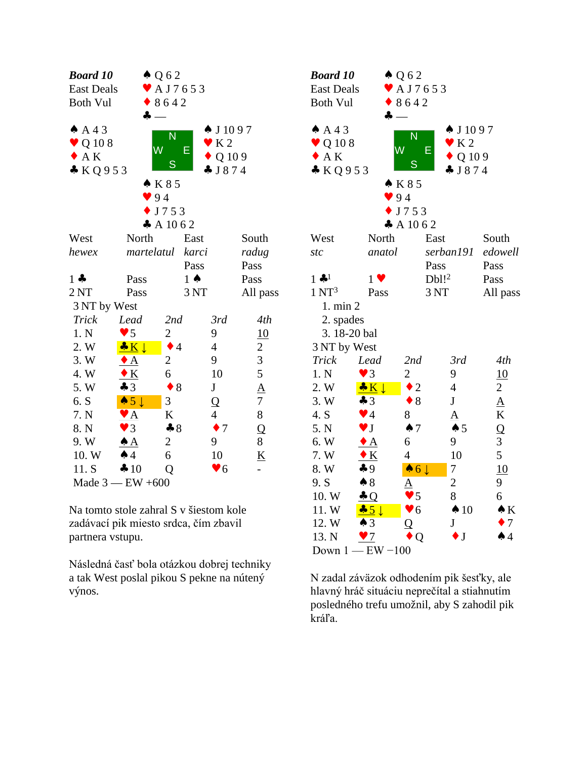## Board 10 (left)

**Board 10**
East Deals
Both Vul

North: ♠ Q 6 2 ♥ A J 7 6 5 3 ♦ 8 6 4 2 ♣ —

West: ♠ A 4 3 ♥ Q 10 8 ♦ A K ♣ K Q 9 5 3

East: ♠ J 10 9 7 ♥ K 2 ♦ Q 10 9 ♣ J 8 7 4

South: ♠ K 8 5 ♥ 9 4 ♦ J 7 5 3 ♣ A 10 6 2

| West | North | East | South |
|---|---|---|---|
| *hewex* | *martelatul* | *karci* | *radug* |
| | | Pass | Pass |
| 1 ♣ | Pass | 1 ♠ | Pass |
| 2 NT | Pass | 3 NT | All pass |

3 NT by West

| *Trick* | *Lead* | *2nd* | *3rd* | *4th* |
|---|---|---|---|---|
| 1. N | ♥5 | 2 | 9 | 10 |
| 2. W | ♣K ↓ | ♦4 | 4 | 2 |
| 3. W | ♦A | 2 | 9 | 3 |
| 4. W | ♦K | 6 | 10 | 5 |
| 5. W | ♣3 | ♦8 | J | A |
| 6. S | ♠5 ↓ | 3 | Q | 7 |
| 7. N | ♥A | K | 4 | 8 |
| 8. N | ♥3 | ♣8 | ♦7 | Q |
| 9. W | ♠A | 2 | 9 | 8 |
| 10. W | ♠4 | 6 | 10 | K |
| 11. S | ♣10 | Q | ♥6 | - |

Made 3 — EW +600

Na tomto stole zahral S v šiestom kole zadávací pik miesto srdca, čím zbavil partnera vstupu.

Následná časť bola otázkou dobrej techniky a tak West poslal pikou S pekne na nútený výnos.

## Board 10 (right)

**Board 10**
East Deals
Both Vul

North: ♠ Q 6 2 ♥ A J 7 6 5 3 ♦ 8 6 4 2 ♣ —

West: ♠ A 4 3 ♥ Q 10 8 ♦ A K ♣ K Q 9 5 3

East: ♠ J 10 9 7 ♥ K 2 ♦ Q 10 9 ♣ J 8 7 4

South: ♠ K 8 5 ♥ 9 4 ♦ J 7 5 3 ♣ A 10 6 2

| West | North | East | South |
|---|---|---|---|
| *stc* | *anatol* | *serban191* | *edowell* |
| | | Pass | Pass |
| 1 ♣[1] | 1 ♥ | Dbl![2] | Pass |
| 1 NT[3] | Pass | 3 NT | All pass |

1. min 2
2. spades
3. 18-20 bal

3 NT by West

| *Trick* | *Lead* | *2nd* | *3rd* | *4th* |
|---|---|---|---|---|
| 1. N | ♥3 | 2 | 9 | 10 |
| 2. W | ♣K ↓ | ♦2 | 4 | 2 |
| 3. W | ♣3 | ♦8 | J | A |
| 4. S | ♥4 | 8 | A | K |
| 5. N | ♥J | ♠7 | ♠5 | Q |
| 6. W | ♦A | 6 | 9 | 3 |
| 7. W | ♦K | 4 | 10 | 5 |
| 8. W | ♣9 | ♠6 ↓ | 7 | 10 |
| 9. S | ♠8 | A | 2 | 9 |
| 10. W | ♣Q | ♥5 | 8 | 6 |
| 11. W | ♣5 ↓ | ♥6 | ♠10 | ♠K |
| 12. W | ♠3 | Q | J | ♦7 |
| 13. N | ♥7 | ♦Q | ♦J | ♠4 |

Down 1 — EW −100

N zadal záväzok odhodením pik šesťky, ale hlavný hráč situáciu neprečítal a stiahnutím posledného trefu umožnil, aby S zahodil pik kráľa.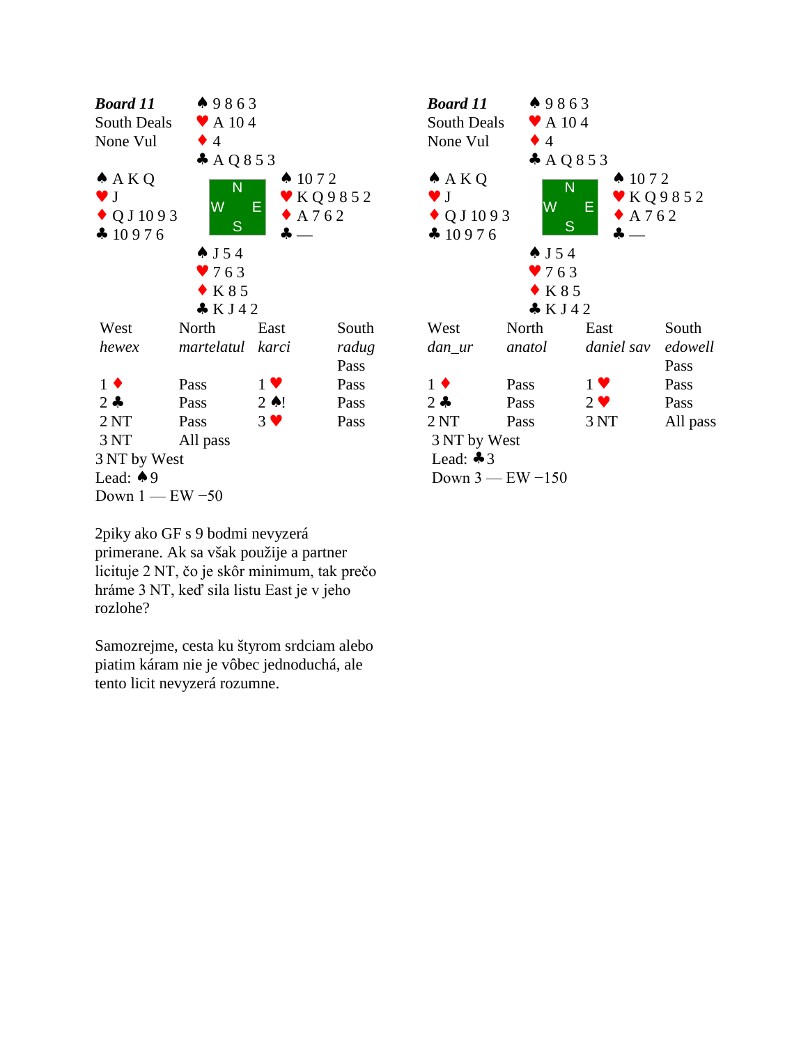**Board 11**
South Deals
None Vul

| | North | |
|---|---|---|
| | ♠ 9 8 6 3 | |
| | ♥ A 10 4 | |
| | ♦ 4 | |
| | ♣ A Q 8 5 3 | |
| **West** | | **East** |
| ♠ A K Q | | ♠ 10 7 2 |
| ♥ J | | ♥ K Q 9 8 5 2 |
| ♦ Q J 10 9 3 | | ♦ A 7 6 2 |
| ♣ 10 9 7 6 | | ♣ — |
| | **South** | |
| | ♠ J 5 4 | |
| | ♥ 7 6 3 | |
| | ♦ K 8 5 | |
| | ♣ K J 4 2 | |

| West | North | East | South |
|---|---|---|---|
| *hewex* | *martelatul* | *karci* | *radug* |
| | | | Pass |
| 1 ♦ | Pass | 1 ♥ | Pass |
| 2 ♣ | Pass | 2 ♠! | Pass |
| 2 NT | Pass | 3 ♥ | Pass |
| 3 NT | All pass | | |

3 NT by West
Lead: ♠9
Down 1 — EW −50

2piky ako GF s 9 bodmi nevyzerá primerane. Ak sa však použije a partner licituje 2 NT, čo je skôr minimum, tak prečo hráme 3 NT, keď sila listu East je v jeho rozlohe?

Samozrejme, cesta ku štyrom srdciam alebo piatim káram nie je vôbec jednoduchá, ale tento licit nevyzerá rozumne.

**Board 11**
South Deals
None Vul

| | North | |
|---|---|---|
| | ♠ 9 8 6 3 | |
| | ♥ A 10 4 | |
| | ♦ 4 | |
| | ♣ A Q 8 5 3 | |
| **West** | | **East** |
| ♠ A K Q | | ♠ 10 7 2 |
| ♥ J | | ♥ K Q 9 8 5 2 |
| ♦ Q J 10 9 3 | | ♦ A 7 6 2 |
| ♣ 10 9 7 6 | | ♣ — |
| | **South** | |
| | ♠ J 5 4 | |
| | ♥ 7 6 3 | |
| | ♦ K 8 5 | |
| | ♣ K J 4 2 | |

| West | North | East | South |
|---|---|---|---|
| *dan_ur* | *anatol* | *daniel sav* | *edowell* |
| | | | Pass |
| 1 ♦ | Pass | 1 ♥ | Pass |
| 2 ♣ | Pass | 2 ♥ | Pass |
| 2 NT | Pass | 3 NT | All pass |

3 NT by West
Lead: ♣3
Down 3 — EW −150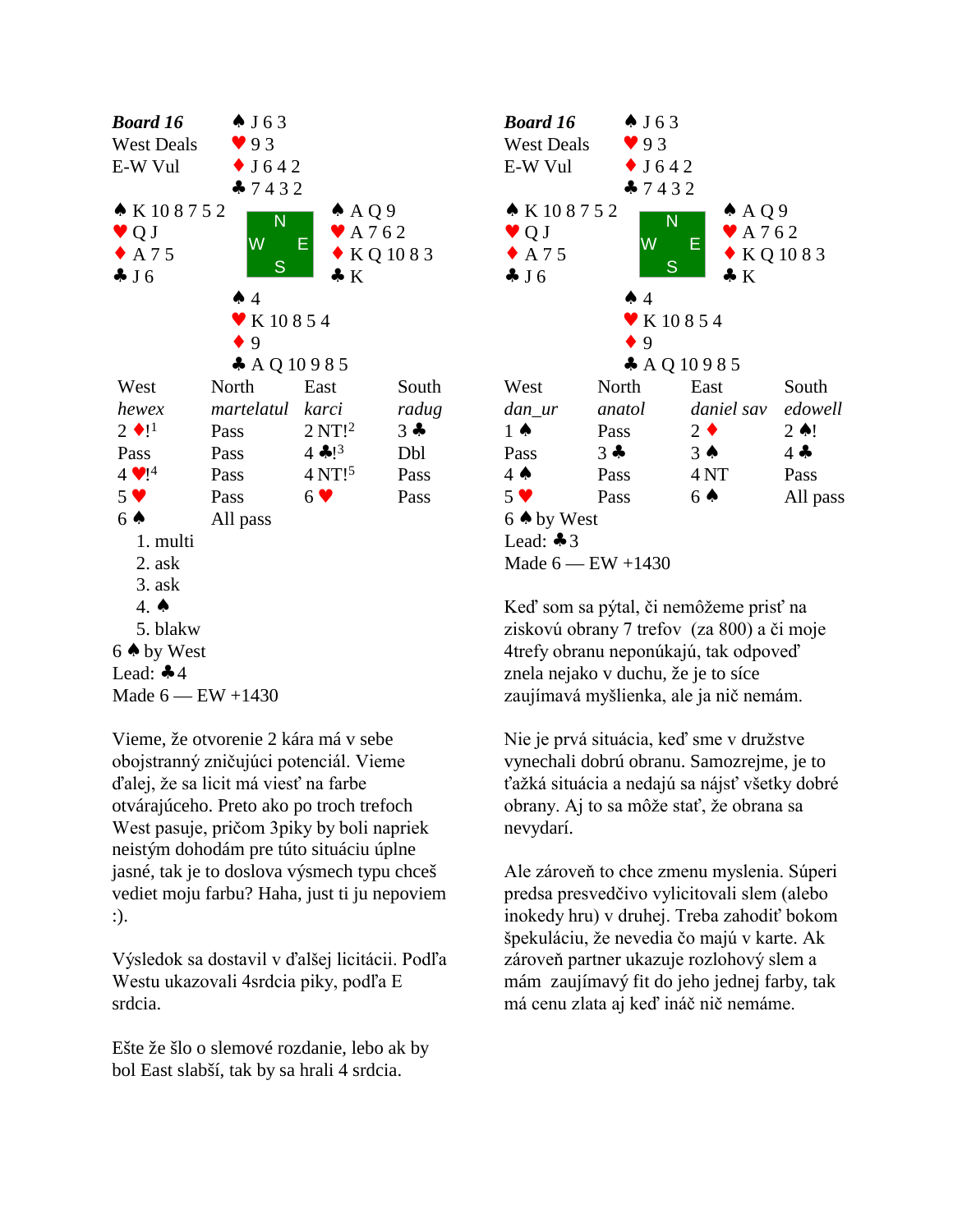**Board 16**
West Deals
E-W Vul

North: ♠ J 6 3 ♥ 9 3 ♦ J 6 4 2 ♣ 7 4 3 2

West: ♠ K 10 8 7 5 2 ♥ Q J ♦ A 7 5 ♣ J 6

East: ♠ A Q 9 ♥ A 7 6 2 ♦ K Q 10 8 3 ♣ K

South: ♠ 4 ♥ K 10 8 5 4 ♦ 9 ♣ A Q 10 9 8 5

| West | North | East | South |
|---|---|---|---|
| *hewex* | *martelatul* | *karci* | *radug* |
| 2 ♦![1] | Pass | 2 NT![2] | 3 ♣ |
| Pass | Pass | 4 ♣![3] | Dbl |
| 4 ♥![4] | Pass | 4 NT![5] | Pass |
| 5 ♥ | Pass | 6 ♥ | Pass |
| 6 ♠ | All pass | | |

1. multi
2. ask
3. ask
4. ♠
5. blakw

6 ♠ by West
Lead: ♣4
Made 6 — EW +1430

Vieme, že otvorenie 2 kára má v sebe obojstranný zničujúci potenciál. Vieme ďalej, že sa licit má viesť na farbe otvárajúceho. Preto ako po troch trefoch West pasuje, pričom 3piky by boli napriek neistým dohodám pre túto situáciu úplne jasné, tak je to doslova výsmech typu chceš vedieť moju farbu? Haha, just ti ju nepoviem :).

Výsledok sa dostavil v ďalšej licitácii. Podľa Westu ukazovali 4srdcia piky, podľa E srdcia.

Ešte že šlo o slemové rozdanie, lebo ak by bol East slabší, tak by sa hrali 4 srdcia.

**Board 16**
West Deals
E-W Vul

North: ♠ J 6 3 ♥ 9 3 ♦ J 6 4 2 ♣ 7 4 3 2

West: ♠ K 10 8 7 5 2 ♥ Q J ♦ A 7 5 ♣ J 6

East: ♠ A Q 9 ♥ A 7 6 2 ♦ K Q 10 8 3 ♣ K

South: ♠ 4 ♥ K 10 8 5 4 ♦ 9 ♣ A Q 10 9 8 5

| West | North | East | South |
|---|---|---|---|
| *dan_ur* | *anatol* | *daniel sav* | *edowell* |
| 1 ♠ | Pass | 2 ♦ | 2 ♠! |
| Pass | 3 ♣ | 3 ♠ | 4 ♣ |
| 4 ♠ | Pass | 4 NT | Pass |
| 5 ♥ | Pass | 6 ♠ | All pass |

6 ♠ by West
Lead: ♣3
Made 6 — EW +1430

Keď som sa pýtal, či nemôžeme prisť na ziskovú obrany 7 trefov (za 800) a či moje 4trefy obranu neponúkajú, tak odpoveď znela nejako v duchu, že je to síce zaujímavá myšlienka, ale ja nič nemám.

Nie je prvá situácia, keď sme v družstve vynechali dobrú obranu. Samozrejme, je to ťažká situácia a nedajú sa nájsť všetky dobré obrany. Aj to sa môže stať, že obrana sa nevydarí.

Ale zároveň to chce zmenu myslenia. Súperi predsa presvedčivo vylicitovali slem (alebo inokedy hru) v druhej. Treba zahodiť bokom špekuláciu, že nevedia čo majú v karte. Ak zároveň partner ukazuje rozlohový slem a mám zaujímavý fit do jeho jednej farby, tak má cenu zlata aj keď inač nič nemáme.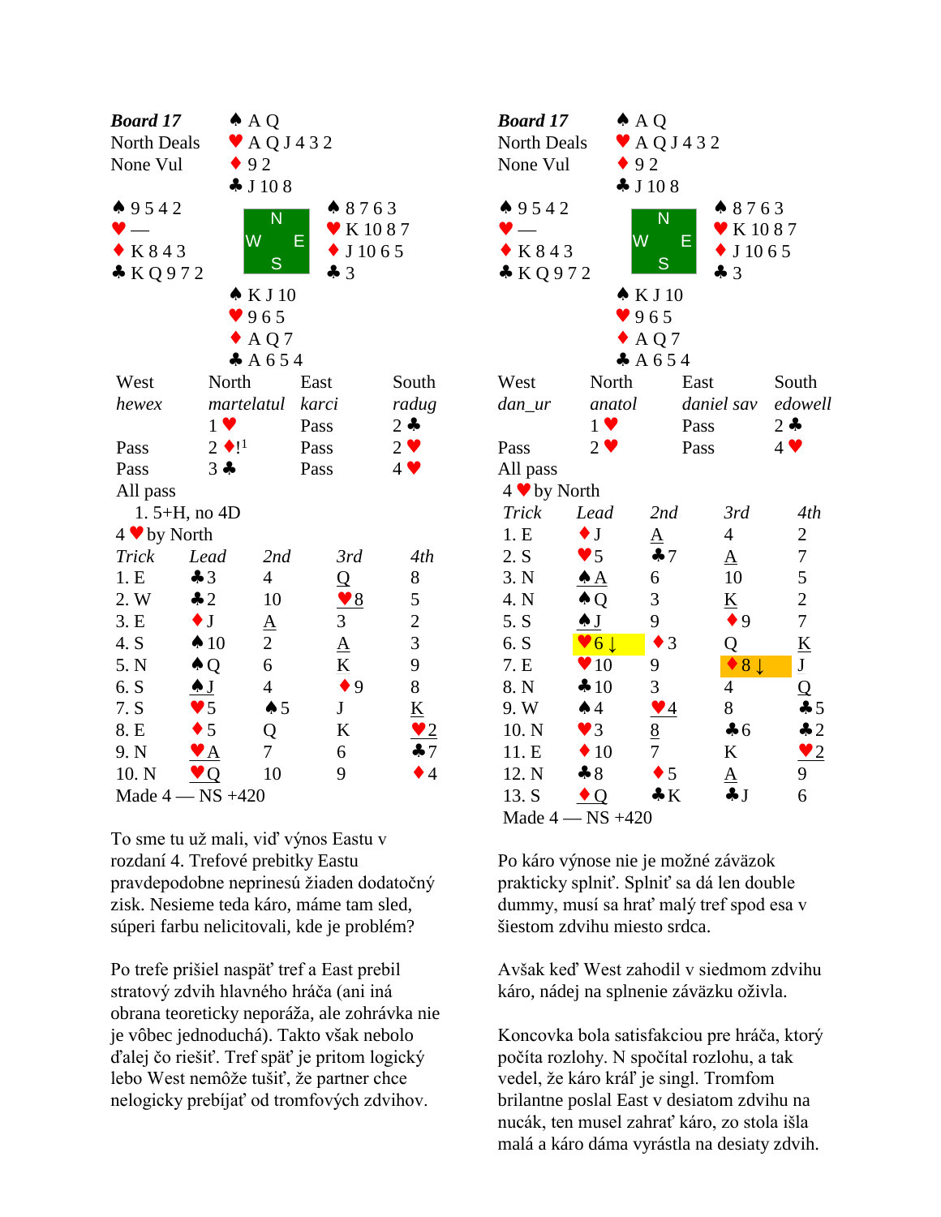**Board 17**
North Deals
None Vul

North: ♠ A Q ♥ A Q J 4 3 2 ♦ 9 2 ♣ J 10 8

West: ♠ 9 5 4 2 ♥ — ♦ K 8 4 3 ♣ K Q 9 7 2

East: ♠ 8 7 6 3 ♥ K 10 8 7 ♦ J 10 6 5 ♣ 3

South: ♠ K J 10 ♥ 9 6 5 ♦ A Q 7 ♣ A 6 5 4

| West | North | East | South |
|---|---|---|---|
| *hewex* | *martelatul* | *karci* | *radug* |
| | 1 ♥ | Pass | 2 ♣ |
| Pass | 2 ♦![1] | Pass | 2 ♥ |
| Pass | 3 ♣ | Pass | 4 ♥ |
| All pass | | | |

1. 5+H, no 4D

4 ♥ by North

| *Trick* | *Lead* | *2nd* | *3rd* | *4th* |
|---|---|---|---|---|
| 1. E | ♣3 | 4 | Q | 8 |
| 2. W | ♣2 | 10 | ♥8 | 5 |
| 3. E | ♦J | A | 3 | 2 |
| 4. S | ♠10 | 2 | A | 3 |
| 5. N | ♠Q | 6 | K | 9 |
| 6. S | ♠J | 4 | ♦9 | 8 |
| 7. S | ♥5 | ♠5 | J | K |
| 8. E | ♦5 | Q | K | ♥2 |
| 9. N | ♥A | 7 | 6 | ♣7 |
| 10. N | ♥Q | 10 | 9 | ♦4 |

Made 4 — NS +420

To sme tu už mali, viď výnos Eastu v rozdaní 4. Trefové prebitky Eastu pravdepodobne neprinesú žiaden dodatočný zisk. Nesieme teda káro, máme tam sled, súperi farbu nelicitovali, kde je problém?

Po trefe prišiel naspäť tref a East prebil stratový zdvih hlavného hráča (ani iná obrana teoreticky neporáža, ale zohrávka nie je vôbec jednoduchá). Takto však nebolo ďalej čo riešiť. Tref späť je pritom logický lebo West nemôže tušiť, že partner chce nelogicky prebíjať od tromfových zdvihov.

**Board 17**
North Deals
None Vul

North: ♠ A Q ♥ A Q J 4 3 2 ♦ 9 2 ♣ J 10 8

West: ♠ 9 5 4 2 ♥ — ♦ K 8 4 3 ♣ K Q 9 7 2

East: ♠ 8 7 6 3 ♥ K 10 8 7 ♦ J 10 6 5 ♣ 3

South: ♠ K J 10 ♥ 9 6 5 ♦ A Q 7 ♣ A 6 5 4

| West | North | East | South |
|---|---|---|---|
| *dan_ur* | *anatol* | *daniel sav* | *edowell* |
| | 1 ♥ | Pass | 2 ♣ |
| Pass | 2 ♥ | Pass | 4 ♥ |
| All pass | | | |

4 ♥ by North

| *Trick* | *Lead* | *2nd* | *3rd* | *4th* |
|---|---|---|---|---|
| 1. E | ♦J | A | 4 | 2 |
| 2. S | ♥5 | ♣7 | A | 7 |
| 3. N | ♠A | 6 | 10 | 5 |
| 4. N | ♠Q | 3 | K | 2 |
| 5. S | ♠J | 9 | ♦9 | 7 |
| 6. S | ♥6 ↓ | ♦3 | Q | K |
| 7. E | ♥10 | 9 | ♦8 ↓ | J |
| 8. N | ♣10 | 3 | 4 | Q |
| 9. W | ♠4 | ♥4 | 8 | ♣5 |
| 10. N | ♥3 | 8 | ♣6 | ♣2 |
| 11. E | ♦10 | 7 | K | ♥2 |
| 12. N | ♣8 | ♦5 | A | 9 |
| 13. S | ♦Q | ♣K | ♣J | 6 |

Made 4 — NS +420

Po káro výnose nie je možné záväzok prakticky splniť. Splniť sa dá len double dummy, musí sa hrať malý tref spod esa v šiestom zdvihu miesto srdca.

Avšak keď West zahodil v siedmom zdvihu káro, nádej na splnenie záväzku ožívla.

Koncovka bola satisfakciou pre hráča, ktorý počíta rozlohy. N spočítal rozlohu, a tak vedel, že káro kráľ je singl. Tromfom brilantne poslal East v desiatom zdvihu na nucák, ten musel zahrať káro, zo stola išla malá a káro dáma vyrástla na desiaty zdvih.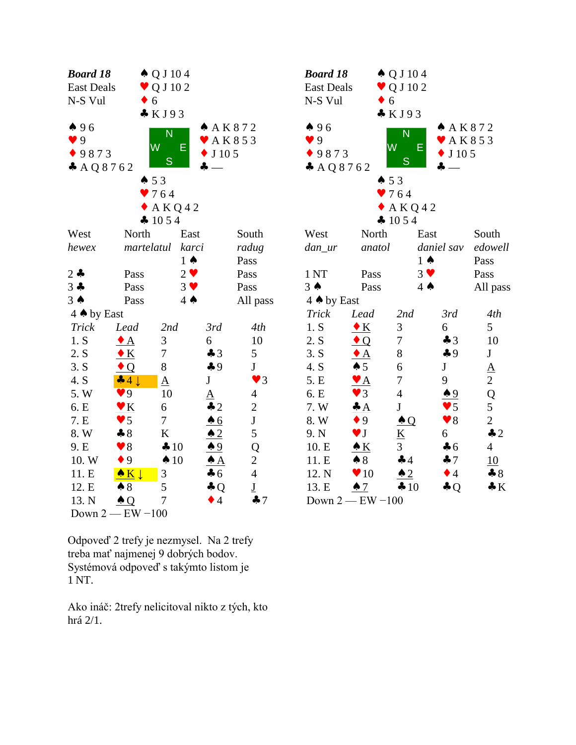**Board 18**
East Deals
N-S Vul

North: ♠ Q J 10 4 ♥ Q J 10 2 ♦ 6 ♣ K J 9 3

West: ♠ 9 6 ♥ 9 ♦ 9 8 7 3 ♣ A Q 8 7 6 2

East: ♠ A K 8 7 2 ♥ A K 8 5 3 ♦ J 10 5 ♣ —

South: ♠ 5 3 ♥ 7 6 4 ♦ A K Q 4 2 ♣ 10 5 4

| West | North | East | South |
|---|---|---|---|
| *hewex* | *martelatul* | *karci* | *radug* |
| | | 1 ♠ | Pass |
| 2 ♣ | Pass | 2 ♥ | Pass |
| 3 ♣ | Pass | 3 ♥ | Pass |
| 3 ♠ | Pass | 4 ♠ | All pass |

4 ♠ by East

| *Trick* | *Lead* | *2nd* | *3rd* | *4th* |
|---|---|---|---|---|
| 1. S | ♦A | 3 | 6 | 10 |
| 2. S | ♦K | 7 | ♣3 | 5 |
| 3. S | ♦Q | 8 | ♣9 | J |
| 4. S | ♣4 ↓ | A | J | ♥3 |
| 5. W | ♥9 | 10 | A | 4 |
| 6. E | ♥K | 6 | ♣2 | 2 |
| 7. E | ♥5 | 7 | ♠6 | J |
| 8. W | ♣8 | K | ♠2 | 5 |
| 9. E | ♥8 | ♣10 | ♠9 | Q |
| 10. W | ♦9 | ♠10 | ♠A | 2 |
| 11. E | ♠K ↓ | 3 | ♣6 | 4 |
| 12. E | ♠8 | 5 | ♣Q | J |
| 13. N | ♠Q | 7 | ♦4 | ♣7 |

Down 2 — EW −100

**Board 18**
East Deals
N-S Vul

North: ♠ Q J 10 4 ♥ Q J 10 2 ♦ 6 ♣ K J 9 3

West: ♠ 9 6 ♥ 9 ♦ 9 8 7 3 ♣ A Q 8 7 6 2

East: ♠ A K 8 7 2 ♥ A K 8 5 3 ♦ J 10 5 ♣ —

South: ♠ 5 3 ♥ 7 6 4 ♦ A K Q 4 2 ♣ 10 5 4

| West | North | East | South |
|---|---|---|---|
| *dan_ur* | *anatol* | *daniel sav* | *edowell* |
| | | 1 ♠ | Pass |
| 1 NT | Pass | 3 ♥ | Pass |
| 3 ♠ | Pass | 4 ♠ | All pass |

4 ♠ by East

| *Trick* | *Lead* | *2nd* | *3rd* | *4th* |
|---|---|---|---|---|
| 1. S | ♦K | 3 | 6 | 5 |
| 2. S | ♦Q | 7 | ♣3 | 10 |
| 3. S | ♦A | 8 | ♣9 | J |
| 4. S | ♠5 | 6 | J | A |
| 5. E | ♥A | 7 | 9 | 2 |
| 6. E | ♥3 | 4 | ♠9 | Q |
| 7. W | ♣A | J | ♥5 | 5 |
| 8. W | ♦9 | ♠Q | ♥8 | 2 |
| 9. N | ♥J | K | 6 | ♣2 |
| 10. E | ♠K | 3 | ♣6 | 4 |
| 11. E | ♠8 | ♣4 | ♣7 | 10 |
| 12. N | ♥10 | ♠2 | ♦4 | ♣8 |
| 13. E | ♠7 | ♣10 | ♣Q | ♣K |

Down 2 — EW −100

Odpoveď 2 trefy je nezmysel. Na 2 trefy treba mať najmenej 9 dobrých bodov. Systémová odpoveď s takýmto listom je 1 NT.

Ako ináč: 2trefy nelicitoval nikto z tých, kto hrá 2/1.